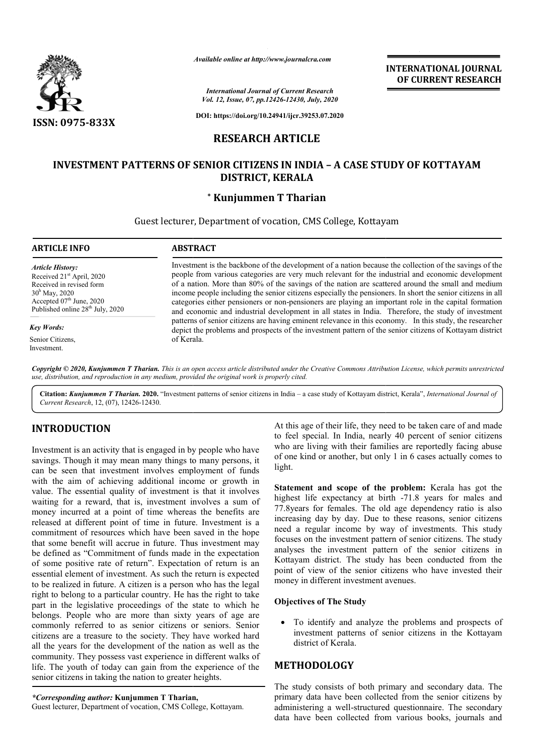*Available online at http://www.journalcra.com*

*International Journal of Current Research*
*Vol. 12, Issue, 07, pp.12426-12430, July, 2020*

**DOI: https://doi.org/10.24941/ijcr.39253.07.2020**

**INTERNATIONAL JOURNAL OF CURRENT RESEARCH**

**ISSN: 0975-833X**

# RESEARCH ARTICLE

# INVESTMENT PATTERNS OF SENIOR CITIZENS IN INDIA – A CASE STUDY OF KOTTAYAM DISTRICT, KERALA

**\* Kunjummen T Tharian**

Guest lecturer, Department of vocation, CMS College, Kottayam

**ARTICLE INFO**

*Article History:*
Received 21st April, 2020
Received in revised form 30th May, 2020
Accepted 07th June, 2020
Published online 28th July, 2020

*Key Words:*
Senior Citizens, Investment.

**ABSTRACT**

Investment is the backbone of the development of a nation because the collection of the savings of the people from various categories are very much relevant for the industrial and economic development of a nation. More than 80% of the savings of the nation are scattered around the small and medium income people including the senior citizens especially the pensioners. In short the senior citizens in all categories either pensioners or non-pensioners are playing an important role in the capital formation and economic and industrial development in all states in India. Therefore, the study of investment patterns of senior citizens are having eminent relevance in this economy. In this study, the researcher depict the problems and prospects of the investment pattern of the senior citizens of Kottayam district of Kerala.

***Copyright © 2020, Kunjummen T Tharian.*** *This is an open access article distributed under the Creative Commons Attribution License, which permits unrestricted use, distribution, and reproduction in any medium, provided the original work is properly cited.*

**Citation:** ***Kunjummen T Tharian.*** **2020.** "Investment patterns of senior citizens in India – a case study of Kottayam district, Kerala", *International Journal of Current Research*, 12, (07), 12426-12430.

## INTRODUCTION

Investment is an activity that is engaged in by people who have savings. Though it may mean many things to many persons, it can be seen that investment involves employment of funds with the aim of achieving additional income or growth in value. The essential quality of investment is that it involves waiting for a reward, that is, investment involves a sum of money incurred at a point of time whereas the benefits are released at different point of time in future. Investment is a commitment of resources which have been saved in the hope that some benefit will accrue in future. Thus investment may be defined as "Commitment of funds made in the expectation of some positive rate of return". Expectation of return is an essential element of investment. As such the return is expected to be realized in future. A citizen is a person who has the legal right to belong to a particular country. He has the right to take part in the legislative proceedings of the state to which he belongs. People who are more than sixty years of age are commonly referred to as senior citizens or seniors. Senior citizens are a treasure to the society. They have worked hard all the years for the development of the nation as well as the community. They possess vast experience in different walks of life. The youth of today can gain from the experience of the senior citizens in taking the nation to greater heights.

At this age of their life, they need to be taken care of and made to feel special. In India, nearly 40 percent of senior citizens who are living with their families are reportedly facing abuse of one kind or another, but only 1 in 6 cases actually comes to light.

**Statement and scope of the problem:** Kerala has got the highest life expectancy at birth -71.8 years for males and 77.8years for females. The old age dependency ratio is also increasing day by day. Due to these reasons, senior citizens need a regular income by way of investments. This study focuses on the investment pattern of senior citizens. The study analyses the investment pattern of the senior citizens in Kottayam district. The study has been conducted from the point of view of the senior citizens who have invested their money in different investment avenues.

### Objectives of The Study

- To identify and analyze the problems and prospects of investment patterns of senior citizens in the Kottayam district of Kerala.

## METHODOLOGY

The study consists of both primary and secondary data. The primary data have been collected from the senior citizens by administering a well-structured questionnaire. The secondary data have been collected from various books, journals and

*\*Corresponding author:* **Kunjummen T Tharian,**
Guest lecturer, Department of vocation, CMS College, Kottayam.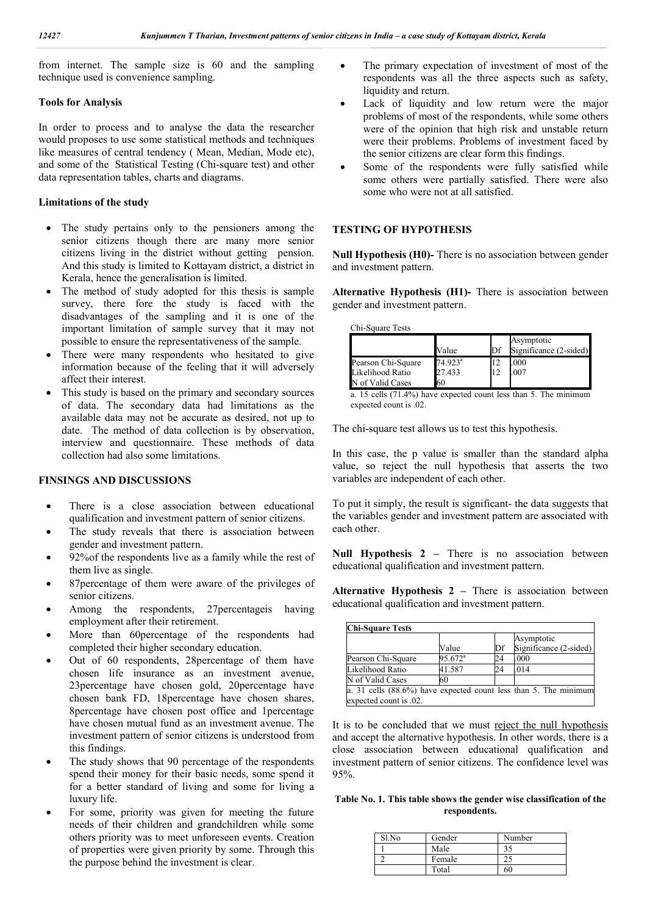from internet. The sample size is 60 and the sampling technique used is convenience sampling.

### Tools for Analysis

In order to process and to analyse the data the researcher would proposes to use some statistical methods and techniques like measures of central tendency ( Mean, Median, Mode etc), and some of the Statistical Testing (Chi-square test) and other data representation tables, charts and diagrams.

### Limitations of the study

- The study pertains only to the pensioners among the senior citizens though there are many more senior citizens living in the district without getting pension. And this study is limited to Kottayam district, a district in Kerala, hence the generalisation is limited.
- The method of study adopted for this thesis is sample survey, there fore the study is faced with the disadvantages of the sampling and it is one of the important limitation of sample survey that it may not possible to ensure the representativeness of the sample.
- There were many respondents who hesitated to give information because of the feeling that it will adversely affect their interest.
- This study is based on the primary and secondary sources of data. The secondary data had limitations as the available data may not be accurate as desired, not up to date. The method of data collection is by observation, interview and questionnaire. These methods of data collection had also some limitations.

## FINSINGS AND DISCUSSIONS

- There is a close association between educational qualification and investment pattern of senior citizens.
- The study reveals that there is association between gender and investment pattern.
- 92%of the respondents live as a family while the rest of them live as single.
- 87percentage of them were aware of the privileges of senior citizens.
- Among the respondents, 27percentageis having employment after their retirement.
- More than 60percentage of the respondents had completed their higher secondary education.
- Out of 60 respondents, 28percentage of them have chosen life insurance as an investment avenue, 23percentage have chosen gold, 20percentage have chosen bank FD, 18percentage have chosen shares, 8percentage have chosen post office and 1percentage have chosen mutual fund as an investment avenue. The investment pattern of senior citizens is understood from this findings.
- The study shows that 90 percentage of the respondents spend their money for their basic needs, some spend it for a better standard of living and some for living a luxury life.
- For some, priority was given for meeting the future needs of their children and grandchildren while some others priority was to meet unforeseen events. Creation of properties were given priority by some. Through this the purpose behind the investment is clear.
- The primary expectation of investment of most of the respondents was all the three aspects such as safety, liquidity and return.
- Lack of liquidity and low return were the major problems of most of the respondents, while some others were of the opinion that high risk and unstable return were their problems. Problems of investment faced by the senior citizens are clear form this findings.
- Some of the respondents were fully satisfied while some others were partially satisfied. There were also some who were not at all satisfied.

## TESTING OF HYPOTHESIS

**Null Hypothesis (H0)-** There is no association between gender and investment pattern.

**Alternative Hypothesis (H1)-** There is association between gender and investment pattern.

Chi-Square Tests

| | Value | Df | Asymptotic Significance (2-sided) |
|---|---|---|---|
| Pearson Chi-Square | 74.923[a] | 12 | .000 |
| Likelihood Ratio | 27.433 | 12 | .007 |
| N of Valid Cases | 60 | | |

a. 15 cells (71.4%) have expected count less than 5. The minimum expected count is .02.

The chi-square test allows us to test this hypothesis.

In this case, the p value is smaller than the standard alpha value, so reject the null hypothesis that asserts the two variables are independent of each other.

To put it simply, the result is significant- the data suggests that the variables gender and investment pattern are associated with each other.

**Null Hypothesis 2 –** There is no association between educational qualification and investment pattern.

**Alternative Hypothesis 2 –** There is association between educational qualification and investment pattern.

**Chi-Square Tests**

| | Value | Df | Asymptotic Significance (2-sided) |
|---|---|---|---|
| Pearson Chi-Square | 95.672[a] | 24 | .000 |
| Likelihood Ratio | 41.587 | 24 | .014 |
| N of Valid Cases | 60 | | |

a. 31 cells (88.6%) have expected count less than 5. The minimum expected count is .02.

It is to be concluded that we must reject the null hypothesis and accept the alternative hypothesis. In other words, there is a close association between educational qualification and investment pattern of senior citizens. The confidence level was 95%.

**Table No. 1. This table shows the gender wise classification of the respondents.**

| Sl.No | Gender | Number |
|---|---|---|
| 1 | Male | 35 |
| 2 | Female | 25 |
| | Total | 60 |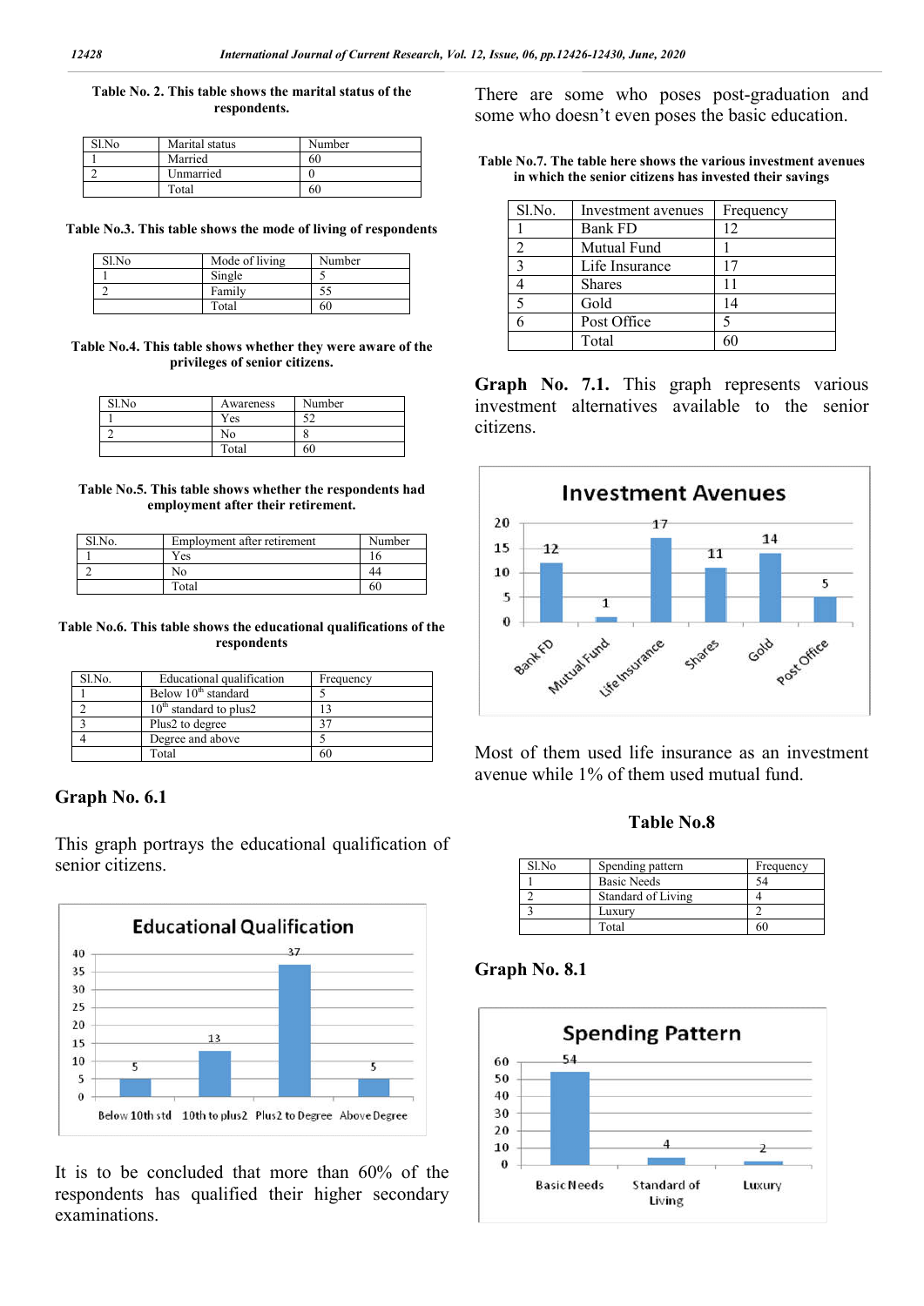**Table No. 2. This table shows the marital status of the respondents.**

| Sl.No | Marital status | Number |
|---|---|---|
| 1 | Married | 60 |
| 2 | Unmarried | 0 |
| | Total | 60 |

**Table No.3. This table shows the mode of living of respondents**

| Sl.No | Mode of living | Number |
|---|---|---|
| 1 | Single | 5 |
| 2 | Family | 55 |
| | Total | 60 |

**Table No.4. This table shows whether they were aware of the privileges of senior citizens.**

| Sl.No | Awareness | Number |
|---|---|---|
| 1 | Yes | 52 |
| 2 | No | 8 |
| | Total | 60 |

**Table No.5. This table shows whether the respondents had employment after their retirement.**

| Sl.No. | Employment after retirement | Number |
|---|---|---|
| 1 | Yes | 16 |
| 2 | No | 44 |
| | Total | 60 |

**Table No.6. This table shows the educational qualifications of the respondents**

| Sl.No. | Educational qualification | Frequency |
|---|---|---|
| 1 | Below 10th standard | 5 |
| 2 | 10th standard to plus2 | 13 |
| 3 | Plus2 to degree | 37 |
| 4 | Degree and above | 5 |
| | Total | 60 |

**Graph No. 6.1**

This graph portrays the educational qualification of senior citizens.

It is to be concluded that more than 60% of the respondents has qualified their higher secondary examinations.

There are some who poses post-graduation and some who doesn't even poses the basic education.

**Table No.7. The table here shows the various investment avenues in which the senior citizens has invested their savings**

| Sl.No. | Investment avenues | Frequency |
|---|---|---|
| 1 | Bank FD | 12 |
| 2 | Mutual Fund | 1 |
| 3 | Life Insurance | 17 |
| 4 | Shares | 11 |
| 5 | Gold | 14 |
| 6 | Post Office | 5 |
| | Total | 60 |

**Graph No. 7.1.** This graph represents various investment alternatives available to the senior citizens.

Most of them used life insurance as an investment avenue while 1% of them used mutual fund.

**Table No.8**

| Sl.No | Spending pattern | Frequency |
|---|---|---|
| 1 | Basic Needs | 54 |
| 2 | Standard of Living | 4 |
| 3 | Luxury | 2 |
| | Total | 60 |

**Graph No. 8.1**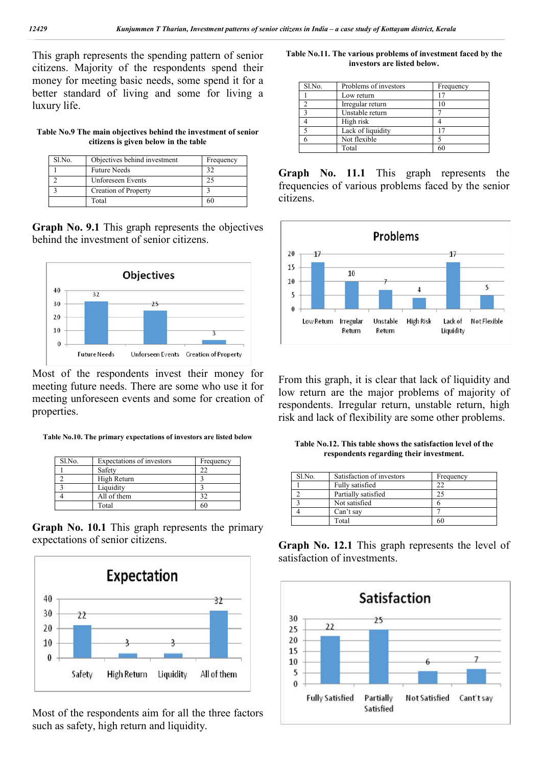This graph represents the spending pattern of senior citizens. Majority of the respondents spend their money for meeting basic needs, some spend it for a better standard of living and some for living a luxury life.

**Table No.9 The main objectives behind the investment of senior citizens is given below in the table**

| Sl.No. | Objectives behind investment | Frequency |
|---|---|---|
| 1 | Future Needs | 32 |
| 2 | Unforeseen Events | 25 |
| 3 | Creation of Property | 3 |
| | Total | 60 |

**Graph No. 9.1** This graph represents the objectives behind the investment of senior citizens.

Most of the respondents invest their money for meeting future needs. There are some who use it for meeting unforeseen events and some for creation of properties.

**Table No.10. The primary expectations of investors are listed below**

| Sl.No. | Expectations of investors | Frequency |
|---|---|---|
| 1 | Safety | 22 |
| 2 | High Return | 3 |
| 3 | Liquidity | 3 |
| 4 | All of them | 32 |
| | Total | 60 |

**Graph No. 10.1** This graph represents the primary expectations of senior citizens.

Most of the respondents aim for all the three factors such as safety, high return and liquidity.

**Table No.11. The various problems of investment faced by the investors are listed below.**

| Sl.No. | Problems of investors | Frequency |
|---|---|---|
| 1 | Low return | 17 |
| 2 | Irregular return | 10 |
| 3 | Unstable return | 7 |
| 4 | High risk | 4 |
| 5 | Lack of liquidity | 17 |
| 6 | Not flexible | 5 |
| | Total | 60 |

**Graph No. 11.1** This graph represents the frequencies of various problems faced by the senior citizens.

From this graph, it is clear that lack of liquidity and low return are the major problems of majority of respondents. Irregular return, unstable return, high risk and lack of flexibility are some other problems.

**Table No.12. This table shows the satisfaction level of the respondents regarding their investment.**

| Sl.No. | Satisfaction of investors | Frequency |
|---|---|---|
| 1 | Fully satisfied | 22 |
| 2 | Partially satisfied | 25 |
| 3 | Not satisfied | 6 |
| 4 | Can't say | 7 |
| | Total | 60 |

**Graph No. 12.1** This graph represents the level of satisfaction of investments.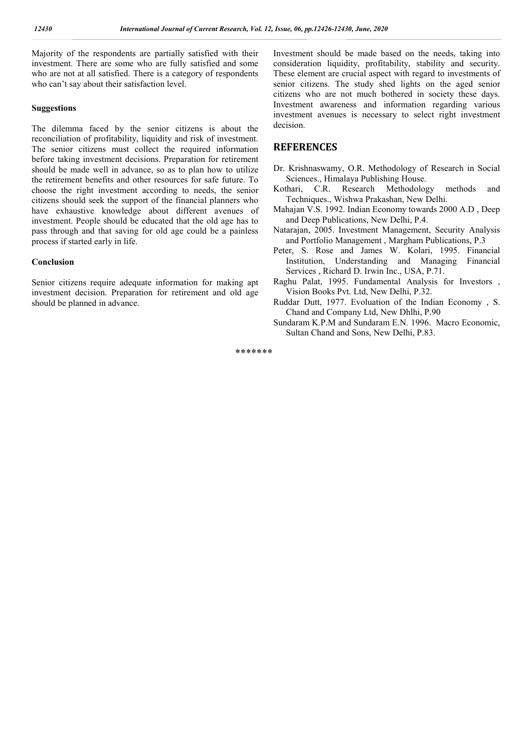Majority of the respondents are partially satisfied with their investment. There are some who are fully satisfied and some who are not at all satisfied. There is a category of respondents who can't say about their satisfaction level.

### Suggestions

The dilemma faced by the senior citizens is about the reconciliation of profitability, liquidity and risk of investment. The senior citizens must collect the required information before taking investment decisions. Preparation for retirement should be made well in advance, so as to plan how to utilize the retirement benefits and other resources for safe future. To choose the right investment according to needs, the senior citizens should seek the support of the financial planners who have exhaustive knowledge about different avenues of investment. People should be educated that the old age has to pass through and that saving for old age could be a painless process if started early in life.

### Conclusion

Senior citizens require adequate information for making apt investment decision. Preparation for retirement and old age should be planned in advance. Investment should be made based on the needs, taking into consideration liquidity, profitability, stability and security. These element are crucial aspect with regard to investments of senior citizens. The study shed lights on the aged senior citizens who are not much bothered in society these days. Investment awareness and information regarding various investment avenues is necessary to select right investment decision.

## REFERENCES

Dr. Krishnaswamy, O.R. Methodology of Research in Social Sciences., Himalaya Publishing House.

Kothari, C.R. Research Methodology methods and Techniques., Wishwa Prakashan, New Delhi.

Mahajan V.S. 1992. Indian Economy towards 2000 A.D , Deep and Deep Publications, New Delhi, P.4.

Natarajan, 2005. Investment Management, Security Analysis and Portfolio Management , Margham Publications, P.3

Peter, S. Rose and James W. Kolari, 1995. Financial Institution, Understanding and Managing Financial Services , Richard D. Irwin Inc., USA, P.71.

Raghu Palat, 1995. Fundamental Analysis for Investors , Vision Books Pvt. Ltd, New Delhi, P.32.

Ruddar Dutt, 1977. Evoluation of the Indian Economy , S. Chand and Company Ltd, New Dhlhi, P.90

Sundaram K.P.M and Sundaram E.N. 1996. Macro Economic, Sultan Chand and Sons, New Delhi, P.83.

*******